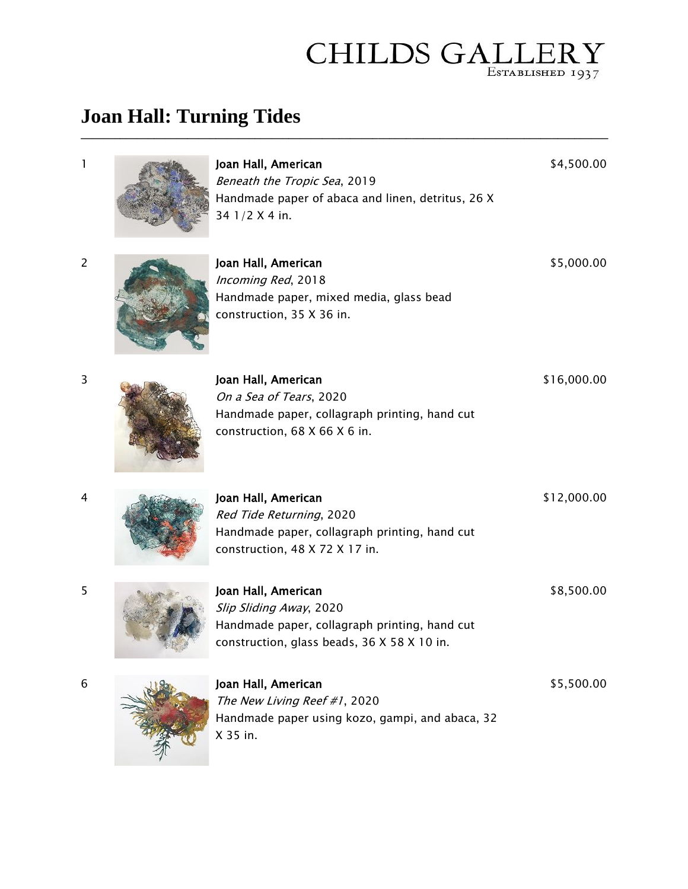CHILDS GALLERY
Established 1937

# Joan Hall: Turning Tides

1

**Joan Hall, American**
*Beneath the Tropic Sea*, 2019
Handmade paper of abaca and linen, detritus, 26 X 34 1/2 X 4 in.

$4,500.00

2

**Joan Hall, American**
*Incoming Red*, 2018
Handmade paper, mixed media, glass bead construction, 35 X 36 in.

$5,000.00

3

**Joan Hall, American**
*On a Sea of Tears*, 2020
Handmade paper, collagraph printing, hand cut construction, 68 X 66 X 6 in.

$16,000.00

4

**Joan Hall, American**
*Red Tide Returning*, 2020
Handmade paper, collagraph printing, hand cut construction, 48 X 72 X 17 in.

$12,000.00

5

**Joan Hall, American**
*Slip Sliding Away*, 2020
Handmade paper, collagraph printing, hand cut construction, glass beads, 36 X 58 X 10 in.

$8,500.00

6

**Joan Hall, American**
*The New Living Reef #1*, 2020
Handmade paper using kozo, gampi, and abaca, 32 X 35 in.

$5,500.00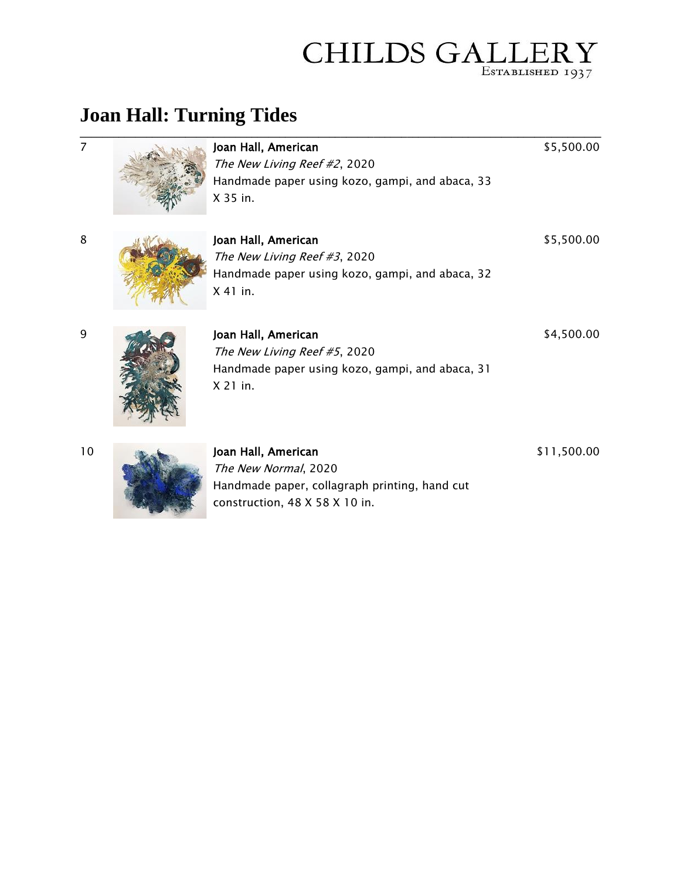# Joan Hall: Turning Tides

| | | |
|---|---|---|
| 7 | **Joan Hall, American**<br>*The New Living Reef #2*, 2020<br>Handmade paper using kozo, gampi, and abaca, 33 X 35 in. | $5,500.00 |
| 8 | **Joan Hall, American**<br>*The New Living Reef #3*, 2020<br>Handmade paper using kozo, gampi, and abaca, 32 X 41 in. | $5,500.00 |
| 9 | **Joan Hall, American**<br>*The New Living Reef #5*, 2020<br>Handmade paper using kozo, gampi, and abaca, 31 X 21 in. | $4,500.00 |
| 10 | **Joan Hall, American**<br>*The New Normal*, 2020<br>Handmade paper, collagraph printing, hand cut construction, 48 X 58 X 10 in. | $11,500.00 |